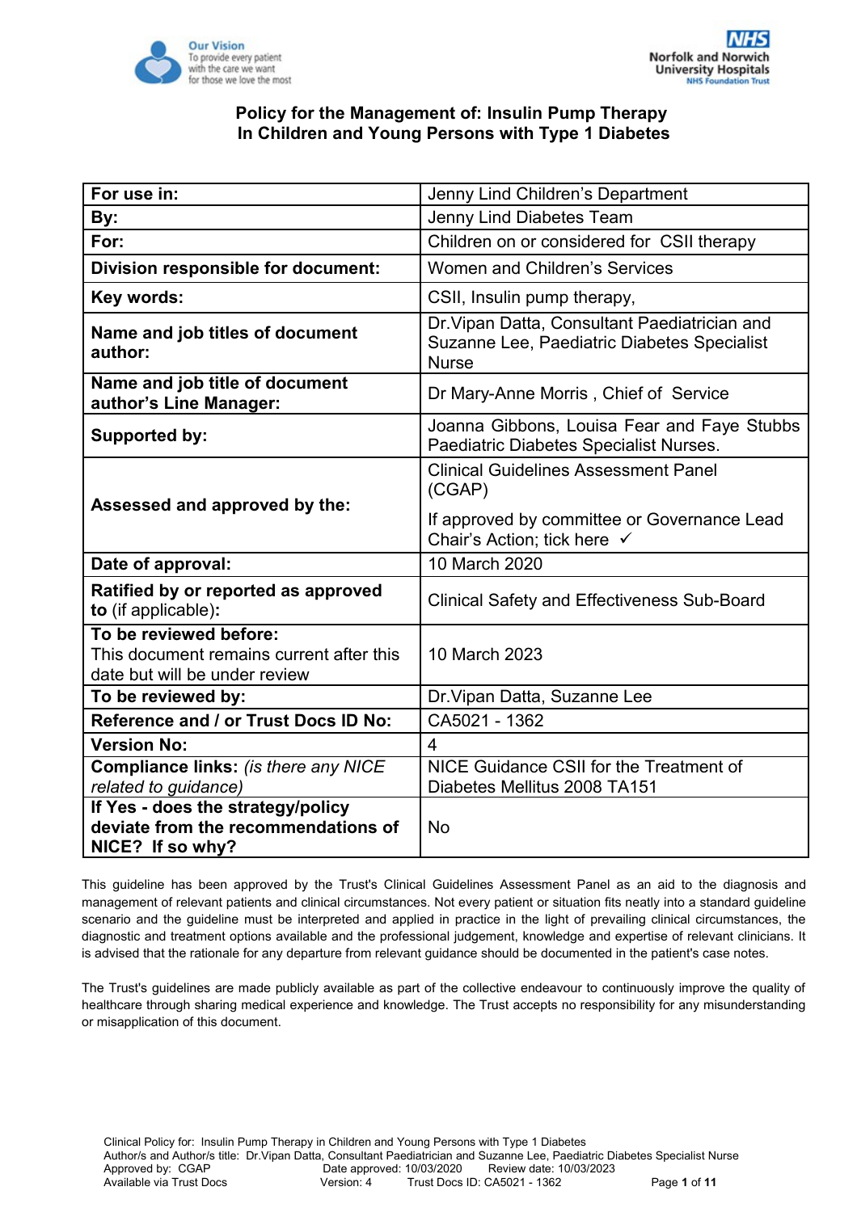# Policy for the Management of: Insulin Pump Therapy In Children and Young Persons with Type 1 Diabetes

| | |
|---|---|
| **For use in:** | Jenny Lind Children's Department |
| **By:** | Jenny Lind Diabetes Team |
| **For:** | Children on or considered for CSII therapy |
| **Division responsible for document:** | Women and Children's Services |
| **Key words:** | CSII, Insulin pump therapy, |
| **Name and job titles of document author:** | Dr.Vipan Datta, Consultant Paediatrician and Suzanne Lee, Paediatric Diabetes Specialist Nurse |
| **Name and job title of document author's Line Manager:** | Dr Mary-Anne Morris , Chief of Service |
| **Supported by:** | Joanna Gibbons, Louisa Fear and Faye Stubbs Paediatric Diabetes Specialist Nurses. |
| **Assessed and approved by the:** | Clinical Guidelines Assessment Panel (CGAP)<br>If approved by committee or Governance Lead Chair's Action; tick here ✓ |
| **Date of approval:** | 10 March 2020 |
| **Ratified by or reported as approved to** (if applicable)**:** | Clinical Safety and Effectiveness Sub-Board |
| **To be reviewed before:**<br>This document remains current after this date but will be under review | 10 March 2023 |
| **To be reviewed by:** | Dr.Vipan Datta, Suzanne Lee |
| **Reference and / or Trust Docs ID No:** | CA5021 - 1362 |
| **Version No:** | 4 |
| **Compliance links:** *(is there any NICE related to guidance)* | NICE Guidance CSII for the Treatment of Diabetes Mellitus 2008 TA151 |
| **If Yes - does the strategy/policy deviate from the recommendations of NICE? If so why?** | No |

This guideline has been approved by the Trust's Clinical Guidelines Assessment Panel as an aid to the diagnosis and management of relevant patients and clinical circumstances. Not every patient or situation fits neatly into a standard guideline scenario and the guideline must be interpreted and applied in practice in the light of prevailing clinical circumstances, the diagnostic and treatment options available and the professional judgement, knowledge and expertise of relevant clinicians. It is advised that the rationale for any departure from relevant guidance should be documented in the patient's case notes.

The Trust's guidelines are made publicly available as part of the collective endeavour to continuously improve the quality of healthcare through sharing medical experience and knowledge. The Trust accepts no responsibility for any misunderstanding or misapplication of this document.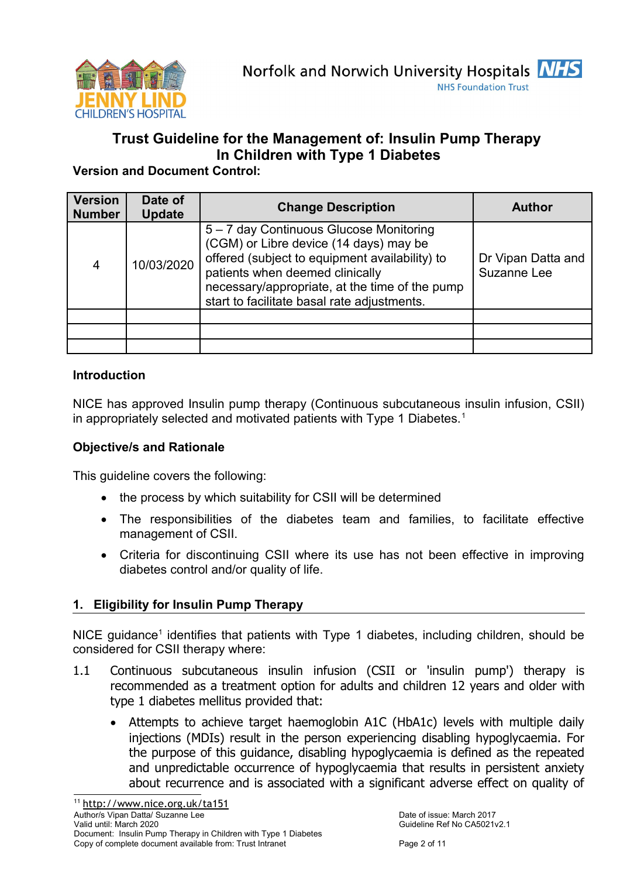# Trust Guideline for the Management of: Insulin Pump Therapy In Children with Type 1 Diabetes

**Version and Document Control:**

| Version Number | Date of Update | Change Description | Author |
|---|---|---|---|
| 4 | 10/03/2020 | 5 – 7 day Continuous Glucose Monitoring (CGM) or Libre device (14 days) may be offered (subject to equipment availability) to patients when deemed clinically necessary/appropriate, at the time of the pump start to facilitate basal rate adjustments. | Dr Vipan Datta and Suzanne Lee |
| | | | |
| | | | |
| | | | |

**Introduction**

NICE has approved Insulin pump therapy (Continuous subcutaneous insulin infusion, CSII) in appropriately selected and motivated patients with Type 1 Diabetes.[1]

**Objective/s and Rationale**

This guideline covers the following:

- the process by which suitability for CSII will be determined
- The responsibilities of the diabetes team and families, to facilitate effective management of CSII.
- Criteria for discontinuing CSII where its use has not been effective in improving diabetes control and/or quality of life.

## 1. Eligibility for Insulin Pump Therapy

NICE guidance[1] identifies that patients with Type 1 diabetes, including children, should be considered for CSII therapy where:

1.1 Continuous subcutaneous insulin infusion (CSII or 'insulin pump') therapy is recommended as a treatment option for adults and children 12 years and older with type 1 diabetes mellitus provided that:

- Attempts to achieve target haemoglobin A1C (HbA1c) levels with multiple daily injections (MDIs) result in the person experiencing disabling hypoglycaemia. For the purpose of this guidance, disabling hypoglycaemia is defined as the repeated and unpredictable occurrence of hypoglycaemia that results in persistent anxiety about recurrence and is associated with a significant adverse effect on quality of

[1] http://www.nice.org.uk/ta151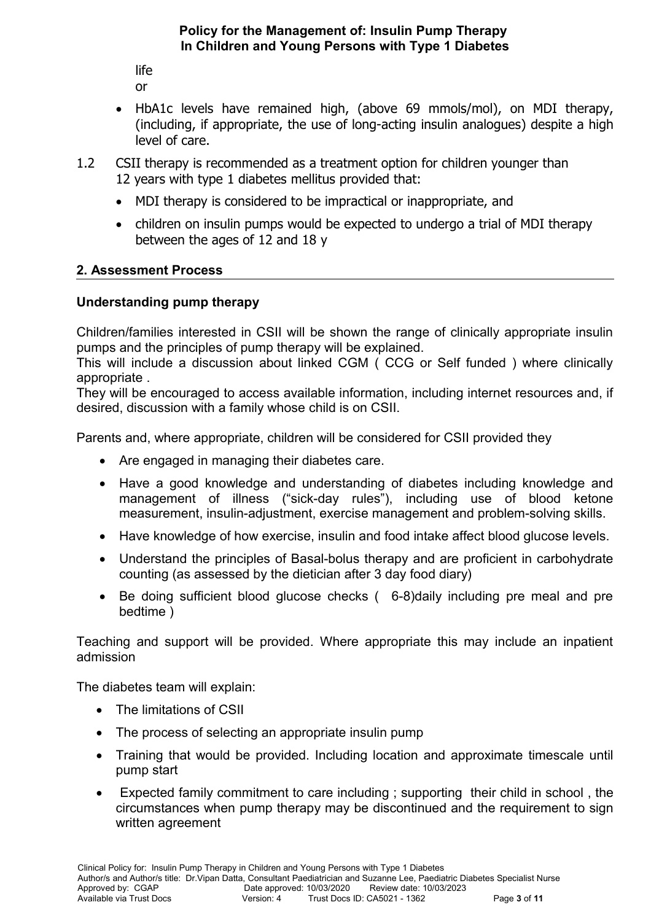life

or

- HbA1c levels have remained high, (above 69 mmols/mol), on MDI therapy, (including, if appropriate, the use of long-acting insulin analogues) despite a high level of care.

1.2 CSII therapy is recommended as a treatment option for children younger than 12 years with type 1 diabetes mellitus provided that:

- MDI therapy is considered to be impractical or inappropriate, and
- children on insulin pumps would be expected to undergo a trial of MDI therapy between the ages of 12 and 18 y

## 2. Assessment Process

### Understanding pump therapy

Children/families interested in CSII will be shown the range of clinically appropriate insulin pumps and the principles of pump therapy will be explained.
This will include a discussion about linked CGM ( CCG or Self funded ) where clinically appropriate .
They will be encouraged to access available information, including internet resources and, if desired, discussion with a family whose child is on CSII.

Parents and, where appropriate, children will be considered for CSII provided they

- Are engaged in managing their diabetes care.
- Have a good knowledge and understanding of diabetes including knowledge and management of illness ("sick-day rules"), including use of blood ketone measurement, insulin-adjustment, exercise management and problem-solving skills.
- Have knowledge of how exercise, insulin and food intake affect blood glucose levels.
- Understand the principles of Basal-bolus therapy and are proficient in carbohydrate counting (as assessed by the dietician after 3 day food diary)
- Be doing sufficient blood glucose checks ( 6-8)daily including pre meal and pre bedtime )

Teaching and support will be provided. Where appropriate this may include an inpatient admission

The diabetes team will explain:

- The limitations of CSII
- The process of selecting an appropriate insulin pump
- Training that would be provided. Including location and approximate timescale until pump start
- Expected family commitment to care including ; supporting their child in school , the circumstances when pump therapy may be discontinued and the requirement to sign written agreement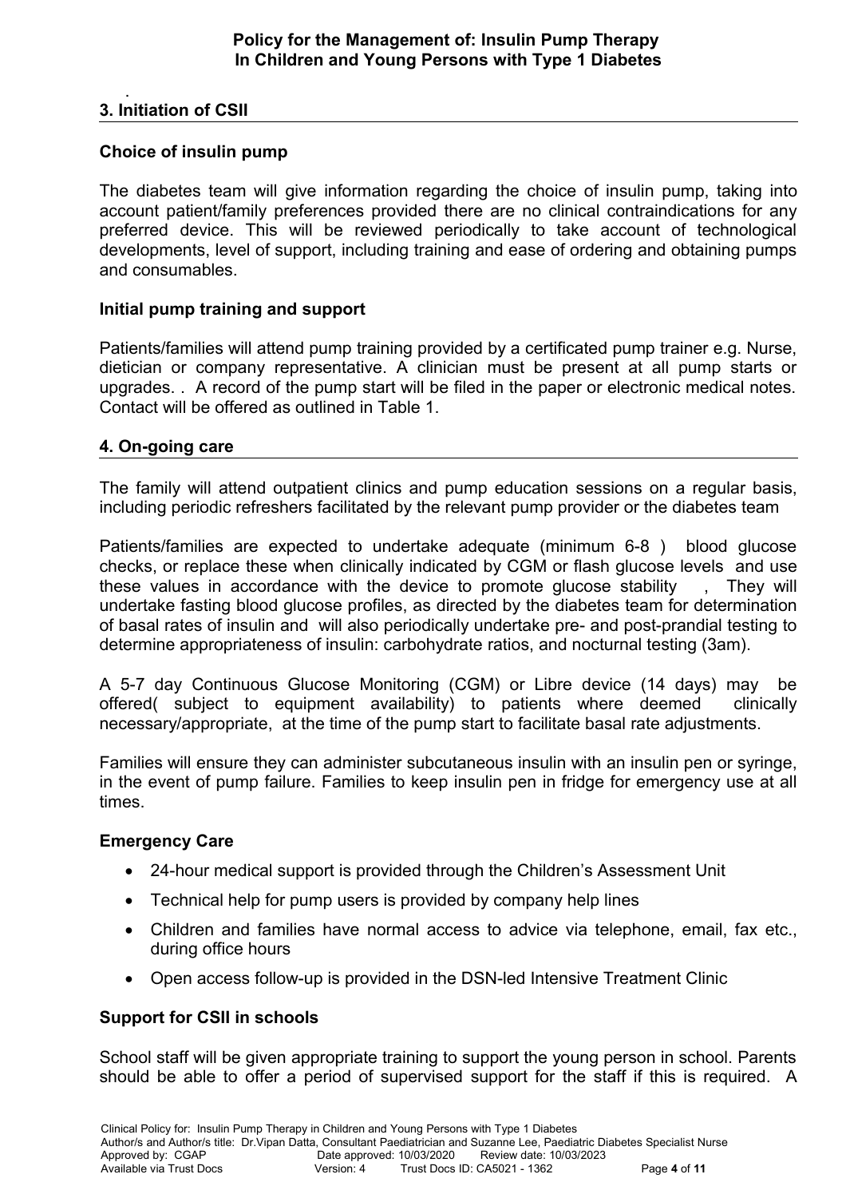## 3. Initiation of CSII

### Choice of insulin pump

The diabetes team will give information regarding the choice of insulin pump, taking into account patient/family preferences provided there are no clinical contraindications for any preferred device. This will be reviewed periodically to take account of technological developments, level of support, including training and ease of ordering and obtaining pumps and consumables.

### Initial pump training and support

Patients/families will attend pump training provided by a certificated pump trainer e.g. Nurse, dietician or company representative. A clinician must be present at all pump starts or upgrades. . A record of the pump start will be filed in the paper or electronic medical notes. Contact will be offered as outlined in Table 1.

## 4. On-going care

The family will attend outpatient clinics and pump education sessions on a regular basis, including periodic refreshers facilitated by the relevant pump provider or the diabetes team

Patients/families are expected to undertake adequate (minimum 6-8 ) blood glucose checks, or replace these when clinically indicated by CGM or flash glucose levels and use these values in accordance with the device to promote glucose stability , They will undertake fasting blood glucose profiles, as directed by the diabetes team for determination of basal rates of insulin and will also periodically undertake pre- and post-prandial testing to determine appropriateness of insulin: carbohydrate ratios, and nocturnal testing (3am).

A 5-7 day Continuous Glucose Monitoring (CGM) or Libre device (14 days) may be offered( subject to equipment availability) to patients where deemed clinically necessary/appropriate, at the time of the pump start to facilitate basal rate adjustments.

Families will ensure they can administer subcutaneous insulin with an insulin pen or syringe, in the event of pump failure. Families to keep insulin pen in fridge for emergency use at all times.

### Emergency Care

- 24-hour medical support is provided through the Children's Assessment Unit
- Technical help for pump users is provided by company help lines
- Children and families have normal access to advice via telephone, email, fax etc., during office hours
- Open access follow-up is provided in the DSN-led Intensive Treatment Clinic

### Support for CSII in schools

School staff will be given appropriate training to support the young person in school. Parents should be able to offer a period of supervised support for the staff if this is required. A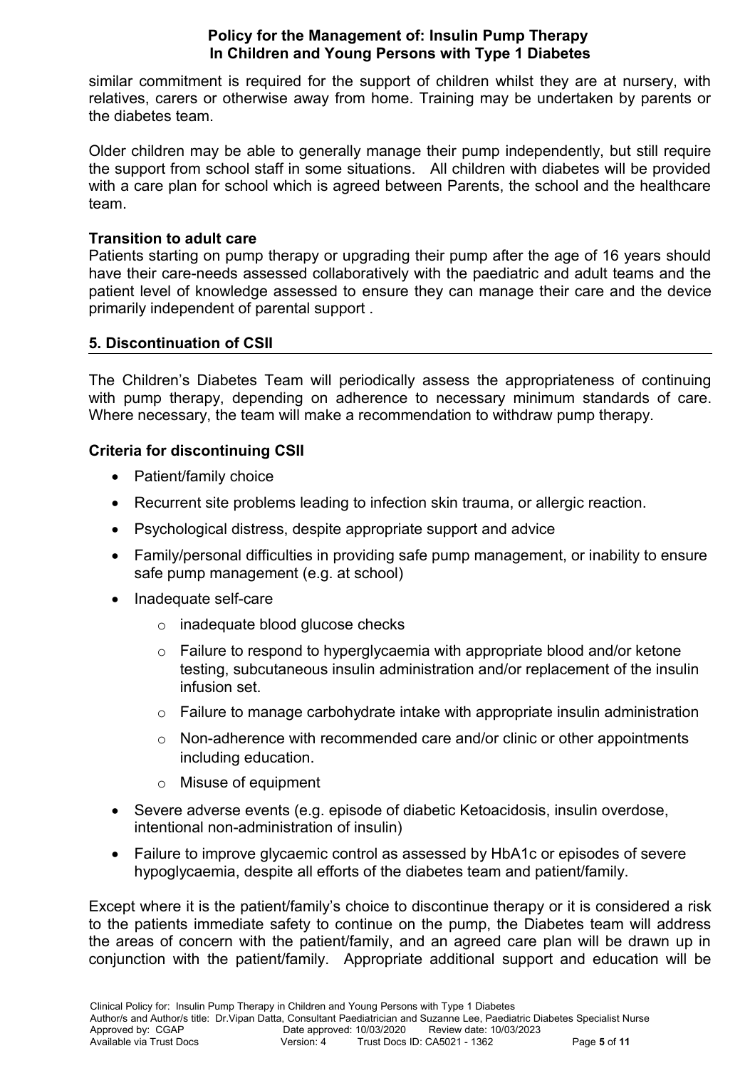similar commitment is required for the support of children whilst they are at nursery, with relatives, carers or otherwise away from home. Training may be undertaken by parents or the diabetes team.

Older children may be able to generally manage their pump independently, but still require the support from school staff in some situations. All children with diabetes will be provided with a care plan for school which is agreed between Parents, the school and the healthcare team.

**Transition to adult care**

Patients starting on pump therapy or upgrading their pump after the age of 16 years should have their care-needs assessed collaboratively with the paediatric and adult teams and the patient level of knowledge assessed to ensure they can manage their care and the device primarily independent of parental support .

## 5. Discontinuation of CSII

The Children's Diabetes Team will periodically assess the appropriateness of continuing with pump therapy, depending on adherence to necessary minimum standards of care. Where necessary, the team will make a recommendation to withdraw pump therapy.

**Criteria for discontinuing CSII**

- Patient/family choice
- Recurrent site problems leading to infection skin trauma, or allergic reaction.
- Psychological distress, despite appropriate support and advice
- Family/personal difficulties in providing safe pump management, or inability to ensure safe pump management (e.g. at school)
- Inadequate self-care
  - inadequate blood glucose checks
  - Failure to respond to hyperglycaemia with appropriate blood and/or ketone testing, subcutaneous insulin administration and/or replacement of the insulin infusion set.
  - Failure to manage carbohydrate intake with appropriate insulin administration
  - Non-adherence with recommended care and/or clinic or other appointments including education.
  - Misuse of equipment
- Severe adverse events (e.g. episode of diabetic Ketoacidosis, insulin overdose, intentional non-administration of insulin)
- Failure to improve glycaemic control as assessed by HbA1c or episodes of severe hypoglycaemia, despite all efforts of the diabetes team and patient/family.

Except where it is the patient/family's choice to discontinue therapy or it is considered a risk to the patients immediate safety to continue on the pump, the Diabetes team will address the areas of concern with the patient/family, and an agreed care plan will be drawn up in conjunction with the patient/family. Appropriate additional support and education will be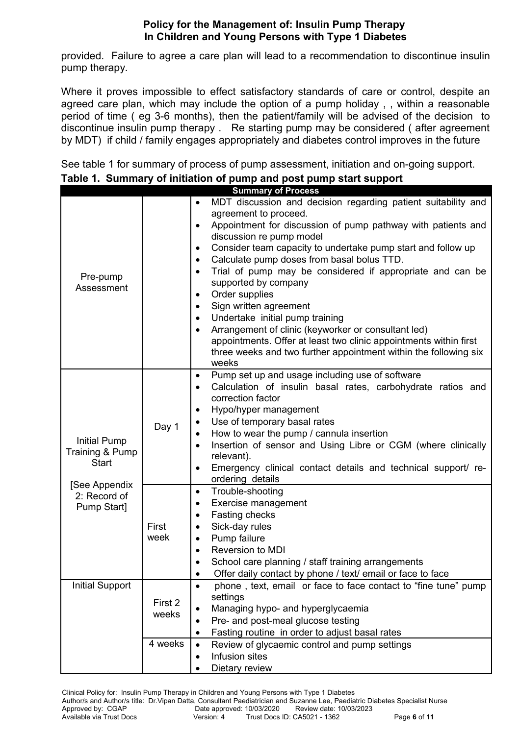provided. Failure to agree a care plan will lead to a recommendation to discontinue insulin pump therapy.

Where it proves impossible to effect satisfactory standards of care or control, despite an agreed care plan, which may include the option of a pump holiday , , within a reasonable period of time ( eg 3-6 months), then the patient/family will be advised of the decision to discontinue insulin pump therapy . Re starting pump may be considered ( after agreement by MDT) if child / family engages appropriately and diabetes control improves in the future

See table 1 for summary of process of pump assessment, initiation and on-going support.

**Table 1. Summary of initiation of pump and post pump start support**

| Summary of Process | | |
|---|---|---|
| Pre-pump Assessment | | • MDT discussion and decision regarding patient suitability and agreement to proceed.<br>• Appointment for discussion of pump pathway with patients and discussion re pump model<br>• Consider team capacity to undertake pump start and follow up<br>• Calculate pump doses from basal bolus TTD.<br>• Trial of pump may be considered if appropriate and can be supported by company<br>• Order supplies<br>• Sign written agreement<br>• Undertake initial pump training<br>• Arrangement of clinic (keyworker or consultant led) appointments. Offer at least two clinic appointments within first three weeks and two further appointment within the following six weeks |
| Initial Pump Training & Pump Start<br><br>[See Appendix 2: Record of Pump Start] | Day 1 | • Pump set up and usage including use of software<br>• Calculation of insulin basal rates, carbohydrate ratios and correction factor<br>• Hypo/hyper management<br>• Use of temporary basal rates<br>• How to wear the pump / cannula insertion<br>• Insertion of sensor and Using Libre or CGM (where clinically relevant).<br>• Emergency clinical contact details and technical support/ re-ordering details |
| | First week | • Trouble-shooting<br>• Exercise management<br>• Fasting checks<br>• Sick-day rules<br>• Pump failure<br>• Reversion to MDI<br>• School care planning / staff training arrangements<br>• Offer daily contact by phone / text/ email or face to face |
| Initial Support | First 2 weeks | • phone , text, email or face to face contact to "fine tune" pump settings<br>• Managing hypo- and hyperglycaemia<br>• Pre- and post-meal glucose testing<br>• Fasting routine in order to adjust basal rates |
| | 4 weeks | • Review of glycaemic control and pump settings<br>• Infusion sites<br>• Dietary review |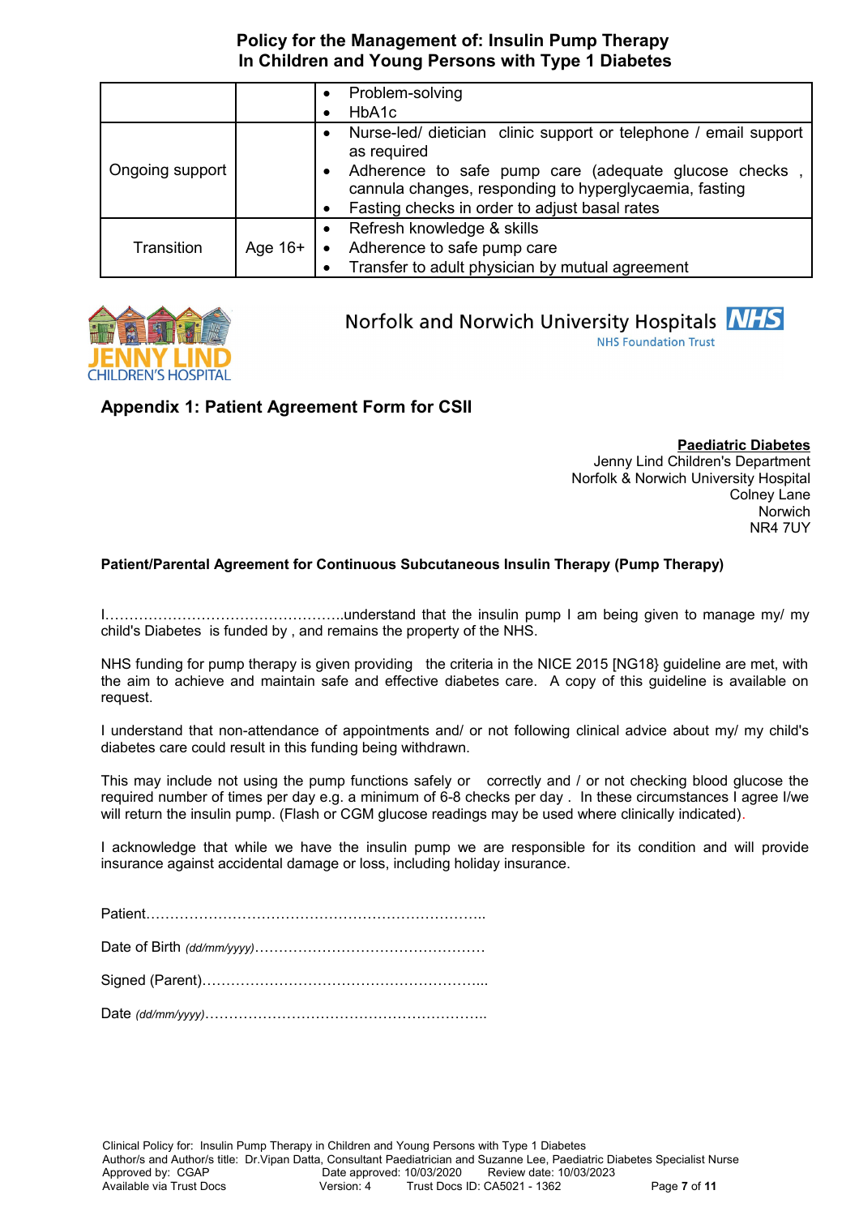| | | |
|---|---|---|
| | | • Problem-solving<br>• HbA1c |
| Ongoing support | | • Nurse-led/ dietician clinic support or telephone / email support as required<br>• Adherence to safe pump care (adequate glucose checks , cannula changes, responding to hyperglycaemia, fasting<br>• Fasting checks in order to adjust basal rates |
| Transition | Age 16+ | • Refresh knowledge & skills<br>• Adherence to safe pump care<br>• Transfer to adult physician by mutual agreement |

JENNY LIND CHILDREN'S HOSPITAL

Norfolk and Norwich University Hospitals NHS
NHS Foundation Trust

## Appendix 1: Patient Agreement Form for CSII

**Paediatric Diabetes**
Jenny Lind Children's Department
Norfolk & Norwich University Hospital
Colney Lane
Norwich
NR4 7UY

**Patient/Parental Agreement for Continuous Subcutaneous Insulin Therapy (Pump Therapy)**

I…………………………………………..understand that the insulin pump I am being given to manage my/ my child's Diabetes is funded by , and remains the property of the NHS.

NHS funding for pump therapy is given providing the criteria in the NICE 2015 [NG18} guideline are met, with the aim to achieve and maintain safe and effective diabetes care. A copy of this guideline is available on request.

I understand that non-attendance of appointments and/ or not following clinical advice about my/ my child's diabetes care could result in this funding being withdrawn.

This may include not using the pump functions safely or correctly and / or not checking blood glucose the required number of times per day e.g. a minimum of 6-8 checks per day . In these circumstances I agree I/we will return the insulin pump. (Flash or CGM glucose readings may be used where clinically indicated).

I acknowledge that while we have the insulin pump we are responsible for its condition and will provide insurance against accidental damage or loss, including holiday insurance.

Patient…………………………………………………………….

Date of Birth *(dd/mm/yyyy)*…………………………………………

Signed (Parent)…………………………………………………...

Date *(dd/mm/yyyy)*…………………………………………………..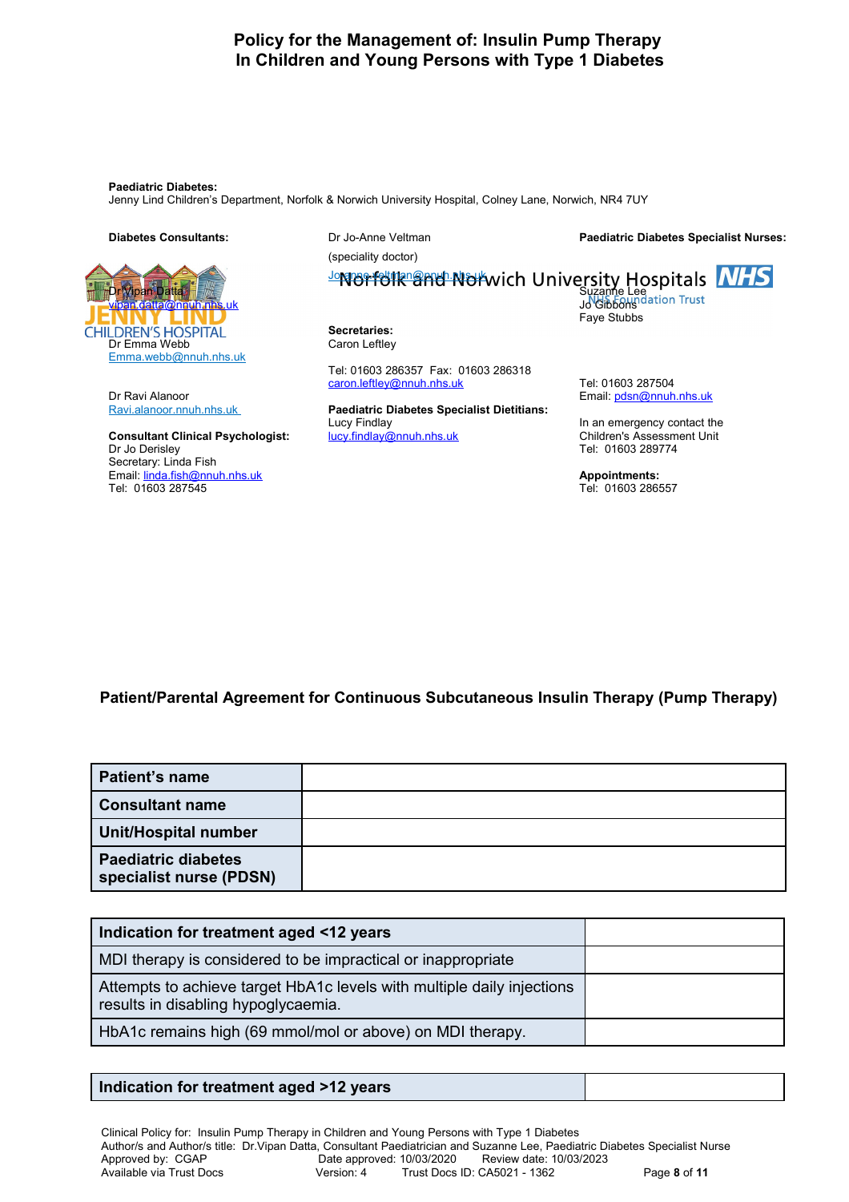# Policy for the Management of: Insulin Pump Therapy In Children and Young Persons with Type 1 Diabetes

**Paediatric Diabetes:**
Jenny Lind Children's Department, Norfolk & Norwich University Hospital, Colney Lane, Norwich, NR4 7UY

**Diabetes Consultants:**
Dr Vipan Datta
vipan.datta@nnuh.nhs.uk
Dr Emma Webb
Emma.webb@nnuh.nhs.uk

Dr Ravi Alanoor
Ravi.alanoor.nnuh.nhs.uk

**Consultant Clinical Psychologist:**
Dr Jo Derisley
Secretary: Linda Fish
Email: linda.fish@nnuh.nhs.uk
Tel: 01603 287545

Dr Jo-Anne Veltman
(speciality doctor)
Joanne.veltman@nnuh.nhs.uk

**Secretaries:**
Caron Leftley

Tel: 01603 286357 Fax: 01603 286318
caron.leftley@nnuh.nhs.uk

**Paediatric Diabetes Specialist Dietitians:**
Lucy Findlay
lucy.findlay@nnuh.nhs.uk

**Paediatric Diabetes Specialist Nurses:**
Suzanne Lee
Jo Gibbons
Faye Stubbs

Tel: 01603 287504
Email: pdsn@nnuh.nhs.uk

In an emergency contact the Children's Assessment Unit
Tel: 01603 289774

**Appointments:**
Tel: 01603 286557

## Patient/Parental Agreement for Continuous Subcutaneous Insulin Therapy (Pump Therapy)

| **Patient's name** | |
|---|---|
| **Consultant name** | |
| **Unit/Hospital number** | |
| **Paediatric diabetes specialist nurse (PDSN)** | |

| **Indication for treatment aged <12 years** | |
|---|---|
| MDI therapy is considered to be impractical or inappropriate | |
| Attempts to achieve target HbA1c levels with multiple daily injections results in disabling hypoglycaemia. | |
| HbA1c remains high (69 mmol/mol or above) on MDI therapy. | |

| **Indication for treatment aged >12 years** | |
|---|---|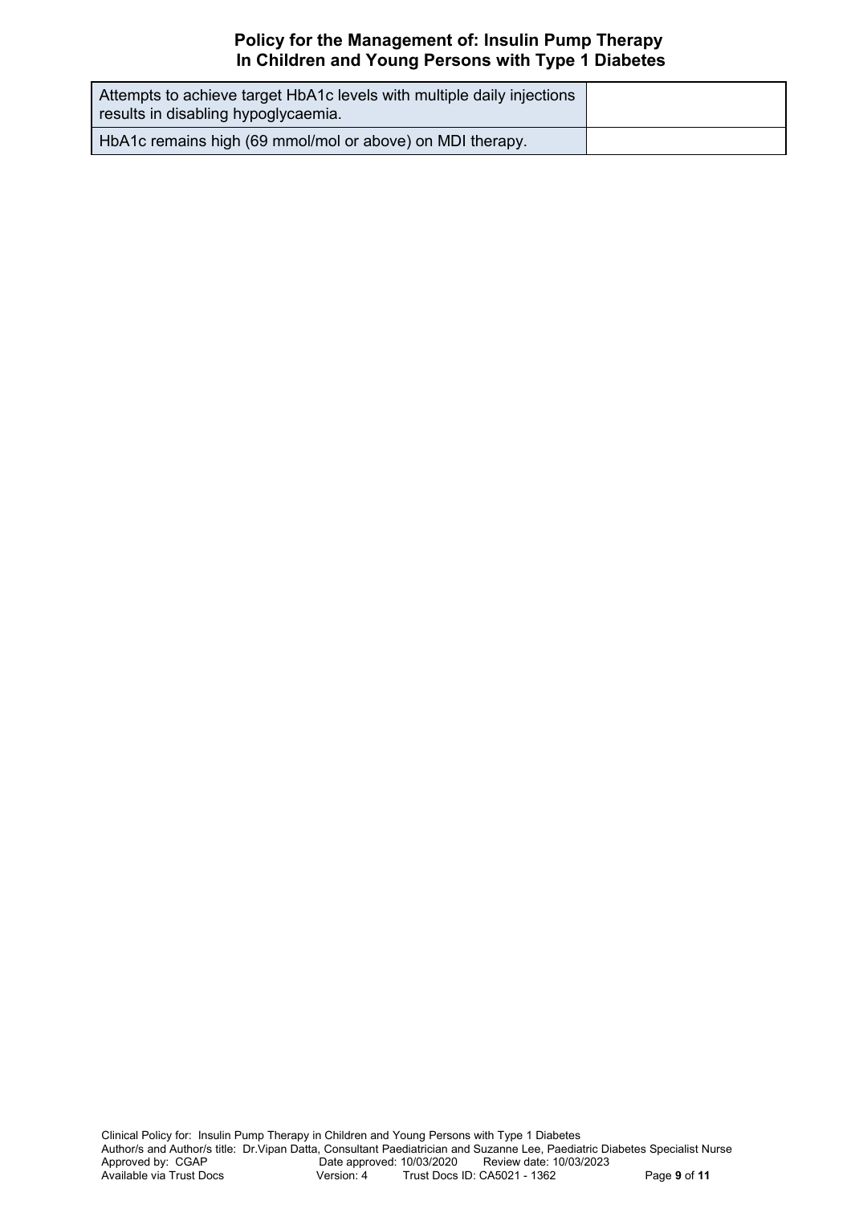| | |
|---|---|
| Attempts to achieve target HbA1c levels with multiple daily injections results in disabling hypoglycaemia. | |
| HbA1c remains high (69 mmol/mol or above) on MDI therapy. | |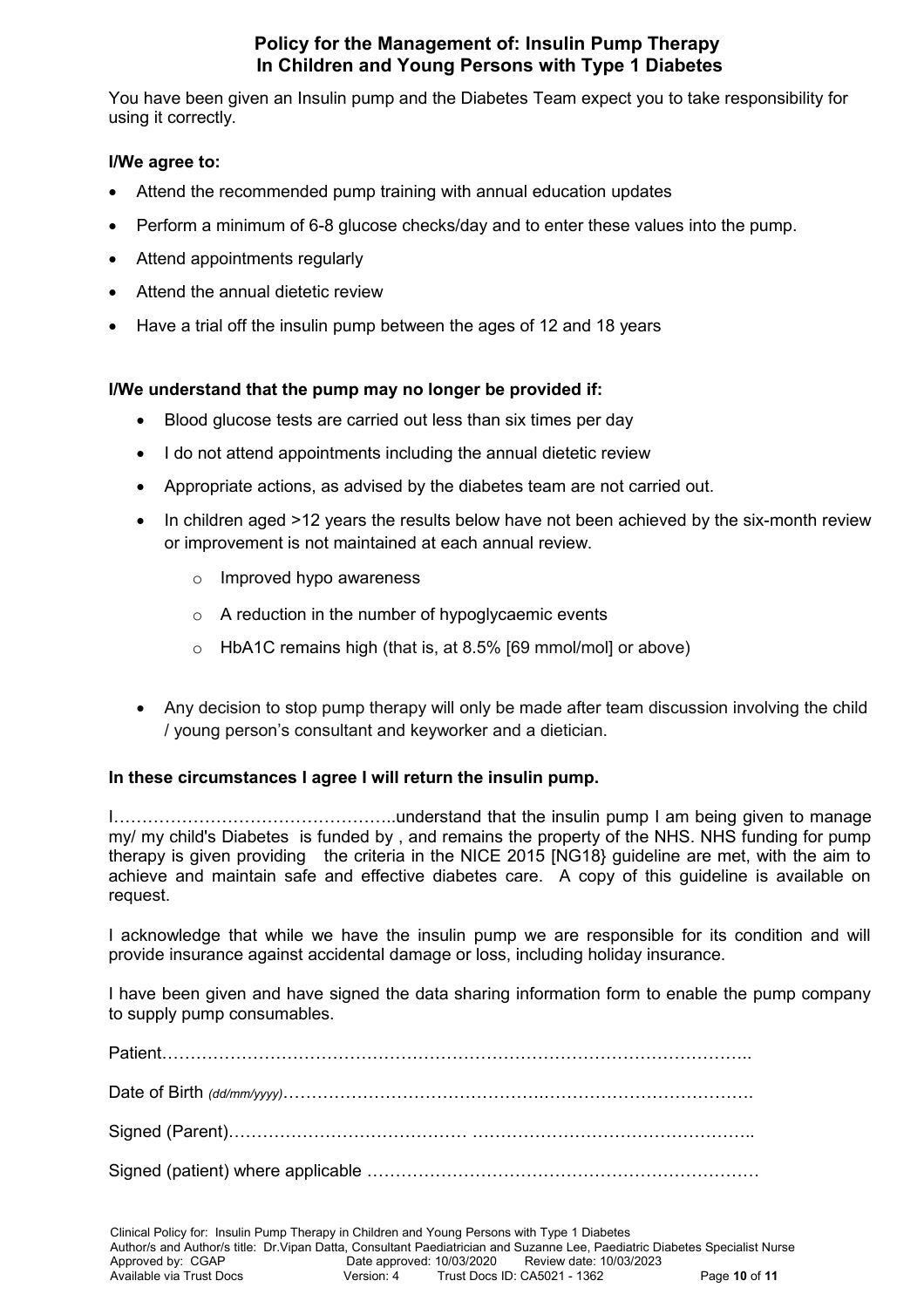# Policy for the Management of: Insulin Pump Therapy In Children and Young Persons with Type 1 Diabetes

You have been given an Insulin pump and the Diabetes Team expect you to take responsibility for using it correctly.

**I/We agree to:**

- Attend the recommended pump training with annual education updates
- Perform a minimum of 6-8 glucose checks/day and to enter these values into the pump.
- Attend appointments regularly
- Attend the annual dietetic review
- Have a trial off the insulin pump between the ages of 12 and 18 years

**I/We understand that the pump may no longer be provided if:**

- Blood glucose tests are carried out less than six times per day
- I do not attend appointments including the annual dietetic review
- Appropriate actions, as advised by the diabetes team are not carried out.
- In children aged >12 years the results below have not been achieved by the six-month review or improvement is not maintained at each annual review.
  - Improved hypo awareness
  - A reduction in the number of hypoglycaemic events
  - HbA1C remains high (that is, at 8.5% [69 mmol/mol] or above)
- Any decision to stop pump therapy will only be made after team discussion involving the child / young person's consultant and keyworker and a dietician.

**In these circumstances I agree I will return the insulin pump.**

I…………………………………………..understand that the insulin pump I am being given to manage my/ my child's Diabetes is funded by , and remains the property of the NHS. NHS funding for pump therapy is given providing the criteria in the NICE 2015 [NG18} guideline are met, with the aim to achieve and maintain safe and effective diabetes care. A copy of this guideline is available on request.

I acknowledge that while we have the insulin pump we are responsible for its condition and will provide insurance against accidental damage or loss, including holiday insurance.

I have been given and have signed the data sharing information form to enable the pump company to supply pump consumables.

Patient……………………………………………………………………………………………..

Date of Birth *(dd/mm/yyyy)*……………………………………………………………………….

Signed (Parent)…………………………………… …………………………………………..

Signed (patient) where applicable ……………………………………………………………

Clinical Policy for: Insulin Pump Therapy in Children and Young Persons with Type 1 Diabetes
Author/s and Author/s title: Dr.Vipan Datta, Consultant Paediatrician and Suzanne Lee, Paediatric Diabetes Specialist Nurse
Approved by: CGAP Date approved: 10/03/2020 Review date: 10/03/2023
Available via Trust Docs Version: 4 Trust Docs ID: CA5021 - 1362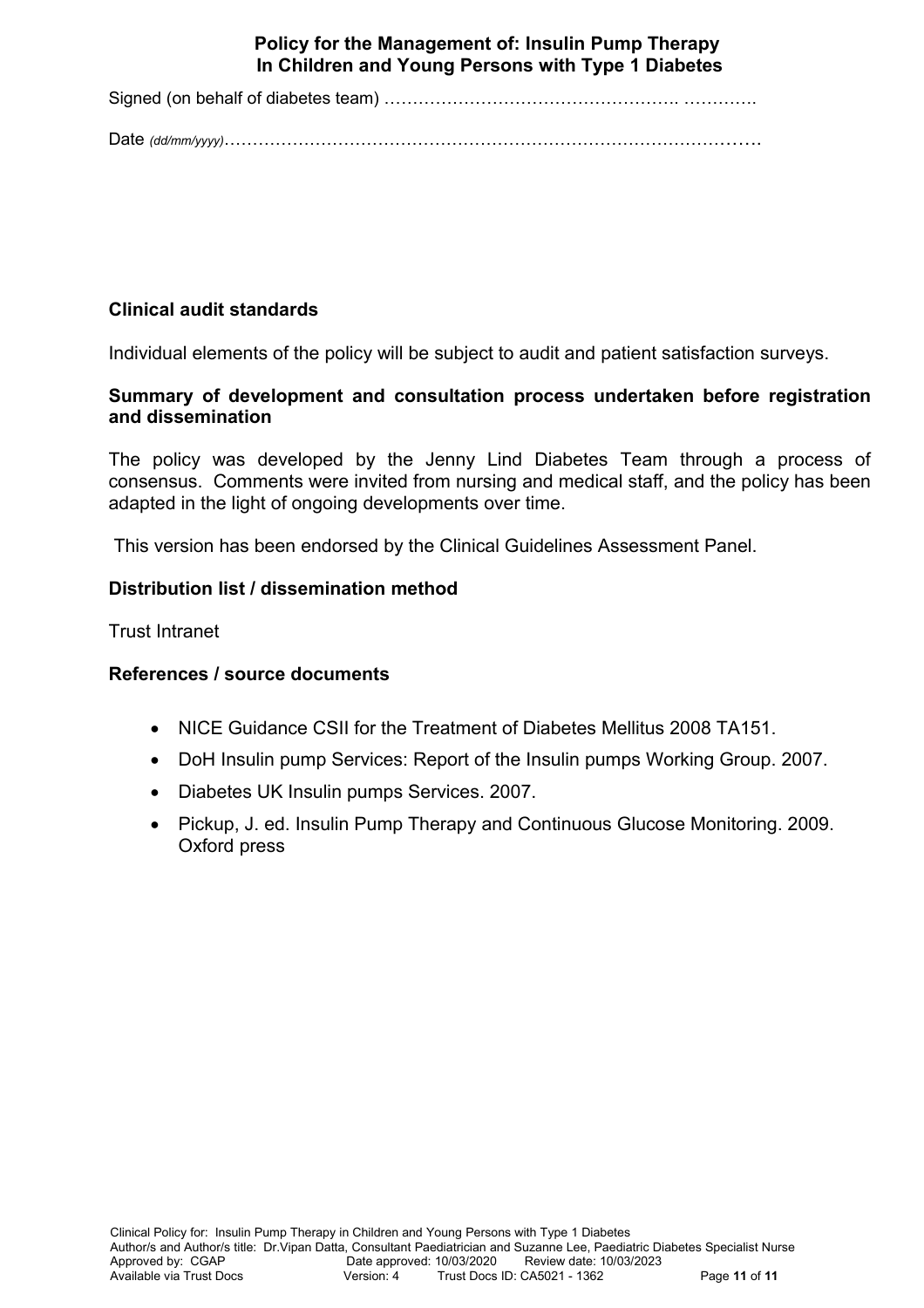Signed (on behalf of diabetes team) ……………………………………………. ………….

Date *(dd/mm/yyyy)*…………………………………………………………………………………….

## Clinical audit standards

Individual elements of the policy will be subject to audit and patient satisfaction surveys.

## Summary of development and consultation process undertaken before registration and dissemination

The policy was developed by the Jenny Lind Diabetes Team through a process of consensus. Comments were invited from nursing and medical staff, and the policy has been adapted in the light of ongoing developments over time.

This version has been endorsed by the Clinical Guidelines Assessment Panel.

## Distribution list / dissemination method

Trust Intranet

## References / source documents

- NICE Guidance CSII for the Treatment of Diabetes Mellitus 2008 TA151.
- DoH Insulin pump Services: Report of the Insulin pumps Working Group. 2007.
- Diabetes UK Insulin pumps Services. 2007.
- Pickup, J. ed. Insulin Pump Therapy and Continuous Glucose Monitoring. 2009. Oxford press